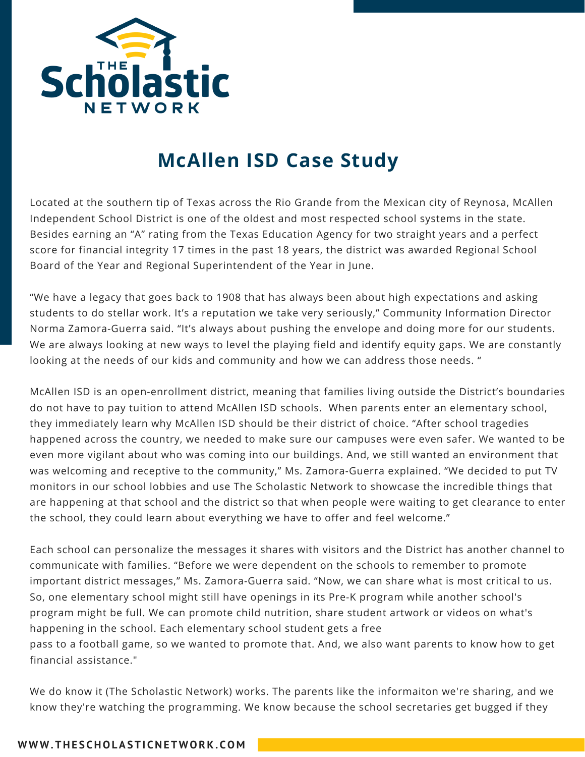# McAllen ISD Case Study

Located at the southern tip of Texas across the Rio Grande from the Mexican city of Reynosa, McAllen Independent School District is one of the oldest and most respected school systems in the state. Besides earning an "A" rating from the Texas Education Agency for two straight years and a perfect score for financial integrity 17 times in the past 18 years, the district was awarded Regional School Board of the Year and Regional Superintendent of the Year in June.

"We have a legacy that goes back to 1908 that has always been about high expectations and asking students to do stellar work. It's a reputation we take very seriously," Community Information Director Norma Zamora-Guerra said. "It's always about pushing the envelope and doing more for our students. We are always looking at new ways to level the playing field and identify equity gaps. We are constantly looking at the needs of our kids and community and how we can address those needs. "

McAllen ISD is an open-enrollment district, meaning that families living outside the District's boundaries do not have to pay tuition to attend McAllen ISD schools. When parents enter an elementary school, they immediately learn why McAllen ISD should be their district of choice. "After school tragedies happened across the country, we needed to make sure our campuses were even safer. We wanted to be even more vigilant about who was coming into our buildings. And, we still wanted an environment that was welcoming and receptive to the community," Ms. Zamora-Guerra explained. "We decided to put TV monitors in our school lobbies and use The Scholastic Network to showcase the incredible things that are happening at that school and the district so that when people were waiting to get clearance to enter the school, they could learn about everything we have to offer and feel welcome."

Each school can personalize the messages it shares with visitors and the District has another channel to communicate with families. "Before we were dependent on the schools to remember to promote important district messages," Ms. Zamora-Guerra said. "Now, we can share what is most critical to us. So, one elementary school might still have openings in its Pre-K program while another school's program might be full. We can promote child nutrition, share student artwork or videos on what's happening in the school. Each elementary school student gets a free pass to a football game, so we wanted to promote that. And, we also want parents to know how to get financial assistance."

We do know it (The Scholastic Network) works. The parents like the informaiton we're sharing, and we know they're watching the programming. We know because the school secretaries get bugged if they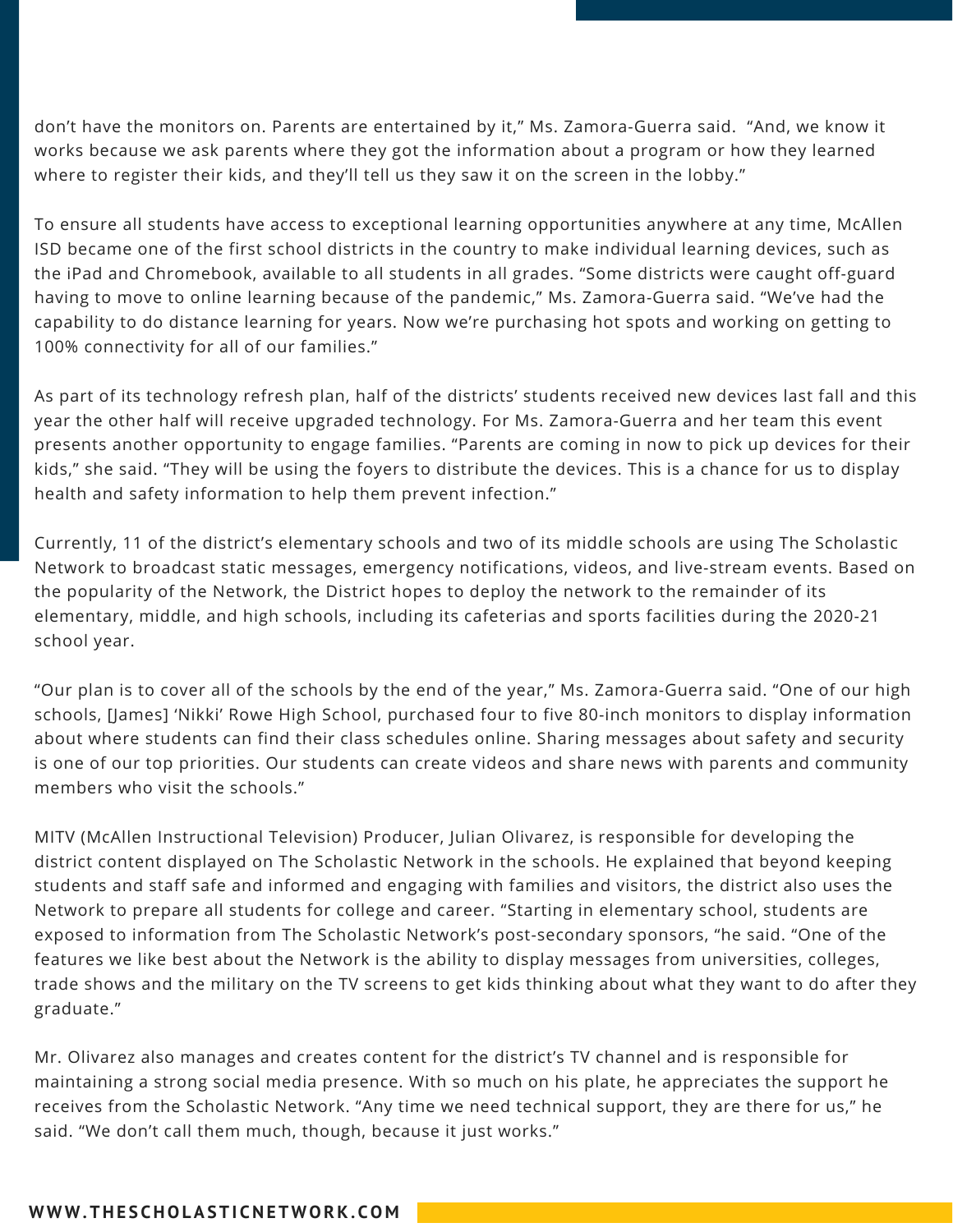don’t have the monitors on. Parents are entertained by it,” Ms. Zamora-Guerra said. “And, we know it works because we ask parents where they got the information about a program or how they learned where to register their kids, and they’ll tell us they saw it on the screen in the lobby.”

To ensure all students have access to exceptional learning opportunities anywhere at any time, McAllen ISD became one of the first school districts in the country to make individual learning devices, such as the iPad and Chromebook, available to all students in all grades. “Some districts were caught off-guard having to move to online learning because of the pandemic,” Ms. Zamora-Guerra said. “We’ve had the capability to do distance learning for years. Now we’re purchasing hot spots and working on getting to 100% connectivity for all of our families.”

As part of its technology refresh plan, half of the districts’ students received new devices last fall and this year the other half will receive upgraded technology. For Ms. Zamora-Guerra and her team this event presents another opportunity to engage families. “Parents are coming in now to pick up devices for their kids,” she said. “They will be using the foyers to distribute the devices. This is a chance for us to display health and safety information to help them prevent infection.”

Currently, 11 of the district’s elementary schools and two of its middle schools are using The Scholastic Network to broadcast static messages, emergency notifications, videos, and live-stream events. Based on the popularity of the Network, the District hopes to deploy the network to the remainder of its elementary, middle, and high schools, including its cafeterias and sports facilities during the 2020-21 school year.

“Our plan is to cover all of the schools by the end of the year,” Ms. Zamora-Guerra said. “One of our high schools, [James] ‘Nikki’ Rowe High School, purchased four to five 80-inch monitors to display information about where students can find their class schedules online. Sharing messages about safety and security is one of our top priorities. Our students can create videos and share news with parents and community members who visit the schools.”

MITV (McAllen Instructional Television) Producer, Julian Olivarez, is responsible for developing the district content displayed on The Scholastic Network in the schools. He explained that beyond keeping students and staff safe and informed and engaging with families and visitors, the district also uses the Network to prepare all students for college and career. “Starting in elementary school, students are exposed to information from The Scholastic Network’s post-secondary sponsors, “he said. “One of the features we like best about the Network is the ability to display messages from universities, colleges, trade shows and the military on the TV screens to get kids thinking about what they want to do after they graduate.”

Mr. Olivarez also manages and creates content for the district’s TV channel and is responsible for maintaining a strong social media presence. With so much on his plate, he appreciates the support he receives from the Scholastic Network. “Any time we need technical support, they are there for us,” he said. “We don’t call them much, though, because it just works.”

**WWW.THESCHOLASTICNETWORK.COM**